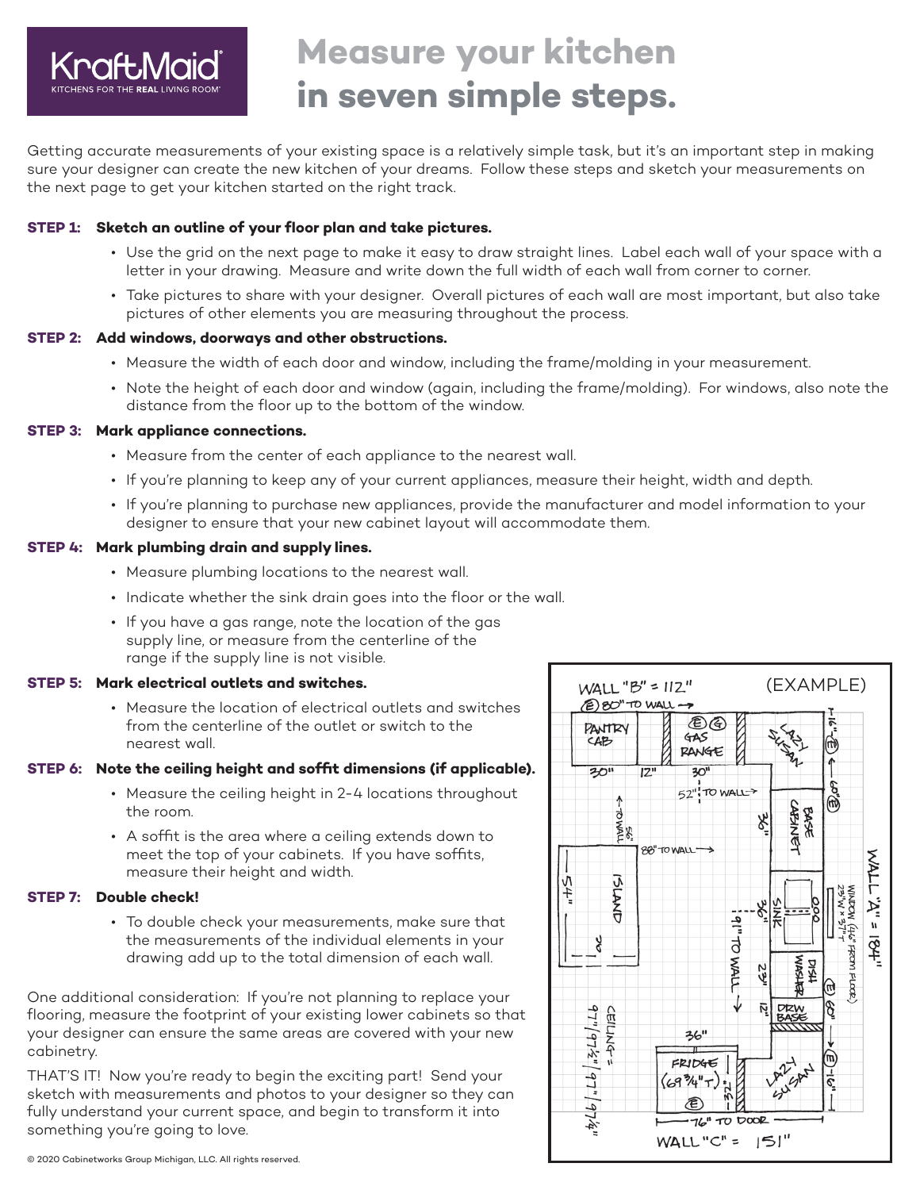KraftMaid
KITCHENS FOR THE **REAL** LIVING ROOM®

# Measure your kitchen in seven simple steps.

Getting accurate measurements of your existing space is a relatively simple task, but it's an important step in making sure your designer can create the new kitchen of your dreams. Follow these steps and sketch your measurements on the next page to get your kitchen started on the right track.

**STEP 1: Sketch an outline of your floor plan and take pictures.**

- Use the grid on the next page to make it easy to draw straight lines. Label each wall of your space with a letter in your drawing. Measure and write down the full width of each wall from corner to corner.
- Take pictures to share with your designer. Overall pictures of each wall are most important, but also take pictures of other elements you are measuring throughout the process.

**STEP 2: Add windows, doorways and other obstructions.**

- Measure the width of each door and window, including the frame/molding in your measurement.
- Note the height of each door and window (again, including the frame/molding). For windows, also note the distance from the floor up to the bottom of the window.

**STEP 3: Mark appliance connections.**

- Measure from the center of each appliance to the nearest wall.
- If you're planning to keep any of your current appliances, measure their height, width and depth.
- If you're planning to purchase new appliances, provide the manufacturer and model information to your designer to ensure that your new cabinet layout will accommodate them.

**STEP 4: Mark plumbing drain and supply lines.**

- Measure plumbing locations to the nearest wall.
- Indicate whether the sink drain goes into the floor or the wall.
- If you have a gas range, note the location of the gas supply line, or measure from the centerline of the range if the supply line is not visible.

**STEP 5: Mark electrical outlets and switches.**

- Measure the location of electrical outlets and switches from the centerline of the outlet or switch to the nearest wall.

**STEP 6: Note the ceiling height and soffit dimensions (if applicable).**

- Measure the ceiling height in 2-4 locations throughout the room.
- A soffit is the area where a ceiling extends down to meet the top of your cabinets. If you have soffits, measure their height and width.

**STEP 7: Double check!**

- To double check your measurements, make sure that the measurements of the individual elements in your drawing add up to the total dimension of each wall.

One additional consideration: If you're not planning to replace your flooring, measure the footprint of your existing lower cabinets so that your designer can ensure the same areas are covered with your new cabinetry.

THAT'S IT! Now you're ready to begin the exciting part! Send your sketch with measurements and photos to your designer so they can fully understand your current space, and begin to transform it into something you're going to love.

(EXAMPLE)

WALL "B" = 112" · Ⓔ 80" TO WALL → · PANTRY CAB · Ⓔ Ⓖ GAS RANGE · LAZY SUSAN · 30" · 12" · 30" · 52" TO WALL → · 56" TO WALL · 88" TO WALL → · 36" · BASE CABINET · 16" Ⓔ · 60" Ⓔ · WALL "A" = 184" · WINDOW (46" FROM FLOOR) 23"W x 37"T · 54" · ISLAND · 30" · 91" TO WALL · 36" · SINK · 23" · DISH WASHER · Ⓔ 60" · 12" · DRW BASE · CEILING = 97 1/2" | 97 3/4" | 97 3/4" · 36" · FRIDGE (69 3/4" T) · Ⓔ · 32" · LAZY SUSAN · Ⓔ 16" · 76" TO DOOR · WALL "C" = 151"

© 2020 Cabinetworks Group Michigan, LLC. All rights reserved.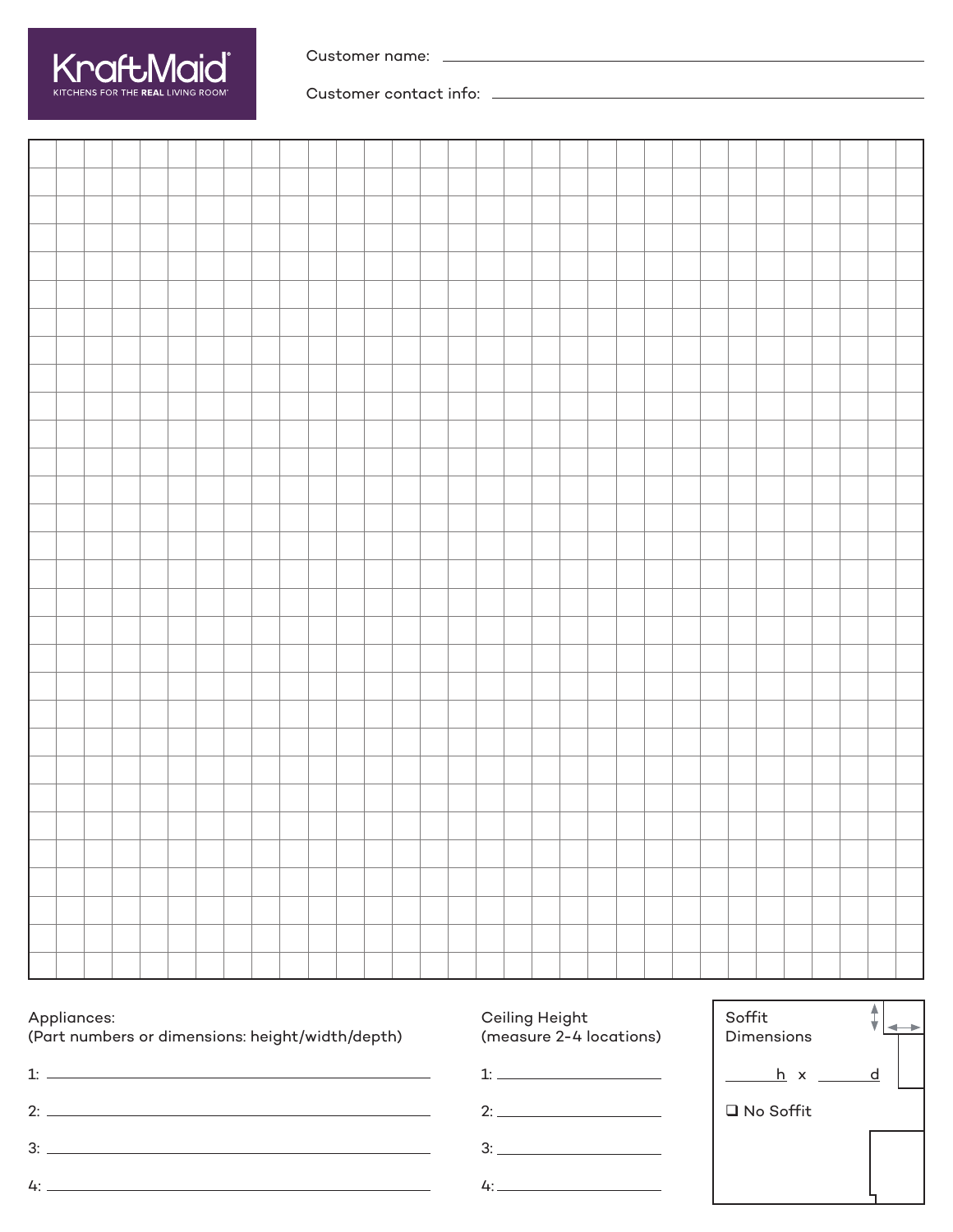KraftMaid
KITCHENS FOR THE **REAL** LIVING ROOM

Customer name: ______________________________

Customer contact info: ______________________________

Appliances:
(Part numbers or dimensions: height/width/depth)

1: ______________________________

2: ______________________________

3: ______________________________

4: ______________________________

Ceiling Height
(measure 2-4 locations)

1: ______________

2: ______________

3: ______________

4: ______________

Soffit Dimensions

______ h x ______ d

❑ No Soffit